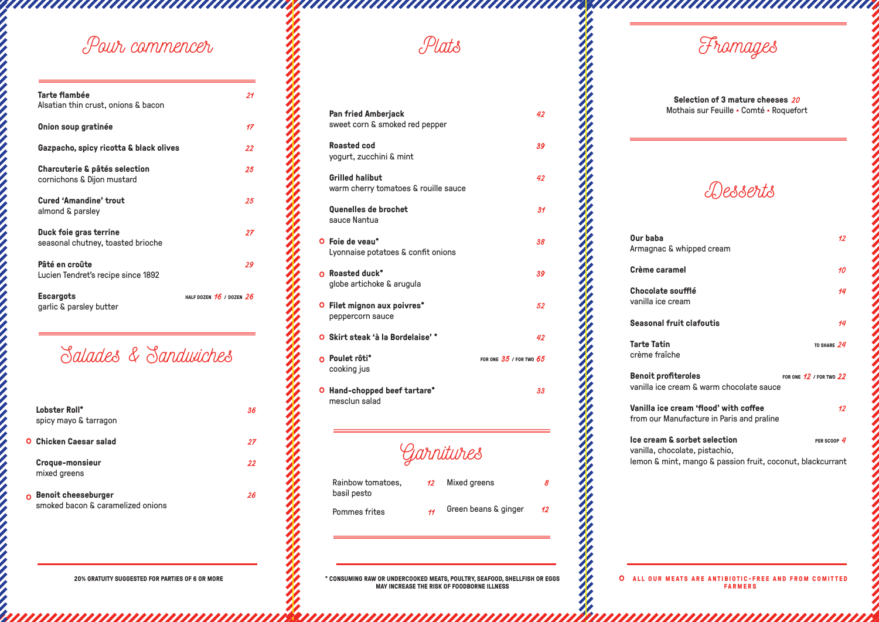## Pour commencer

**Tarte flambée** — 21
Alsatian thin crust, onions & bacon

**Onion soup gratinée** — 17

**Gazpacho, spicy ricotta & black olives** — 22

**Charcuterie & pâtés selection** — 25
cornichons & Dijon mustard

**Cured 'Amandine' trout** — 25
almond & parsley

**Duck foie gras terrine** — 27
seasonal chutney, toasted brioche

**Pâté en croûte** — 29
Lucien Tendret's recipe since 1892

**Escargots** — HALF DOZEN 16 / DOZEN 26
garlic & parsley butter

## Salades & Sandwiches

**Lobster Roll*** — 36
spicy mayo & tarragon

O **Chicken Caesar salad** — 27

**Croque-monsieur** — 22
mixed greens

O **Benoit cheeseburger** — 26
smoked bacon & caramelized onions

20% GRATUITY SUGGESTED FOR PARTIES OF 6 OR MORE

## Plats

**Pan fried Amberjack** — 42
sweet corn & smoked red pepper

**Roasted cod** — 39
yogurt, zucchini & mint

**Grilled halibut** — 42
warm cherry tomatoes & rouille sauce

**Quenelles de brochet** — 31
sauce Nantua

O **Foie de veau*** — 38
Lyonnaise potatoes & confit onions

O **Roasted duck*** — 39
globe artichoke & arugula

O **Filet mignon aux poivres*** — 52
peppercorn sauce

O **Skirt steak 'à la Bordelaise' *** — 42

O **Poulet rôti*** — FOR ONE 35 / FOR TWO 65
cooking jus

O **Hand-chopped beef tartare*** — 33
mesclun salad

## Garnitures

| | | | |
|---|---|---|---|
| Rainbow tomatoes, basil pesto | 12 | Mixed greens | 8 |
| Pommes frites | 11 | Green beans & ginger | 12 |

* CONSUMING RAW OR UNDERCOOKED MEATS, POULTRY, SEAFOOD, SHELLFISH OR EGGS MAY INCREASE THE RISK OF FOODBORNE ILLNESS

## Fromages

**Selection of 3 mature cheeses** 20
Mothais sur Feuille • Comté • Roquefort

## Desserts

**Our baba** — 12
Armagnac & whipped cream

**Crème caramel** — 10

**Chocolate soufflé** — 14
vanilla ice cream

**Seasonal fruit clafoutis** — 14

**Tarte Tatin** — TO SHARE 24
crème fraîche

**Benoit profiteroles** — FOR ONE 12 / FOR TWO 22
vanilla ice cream & warm chocolate sauce

**Vanilla ice cream 'flood' with coffee** — 12
from our Manufacture in Paris and praline

**Ice cream & sorbet selection** — PER SCOOP 4
vanilla, chocolate, pistachio,
lemon & mint, mango & passion fruit, coconut, blackcurrant

O ALL OUR MEATS ARE ANTIBIOTIC-FREE AND FROM COMITTED FARMERS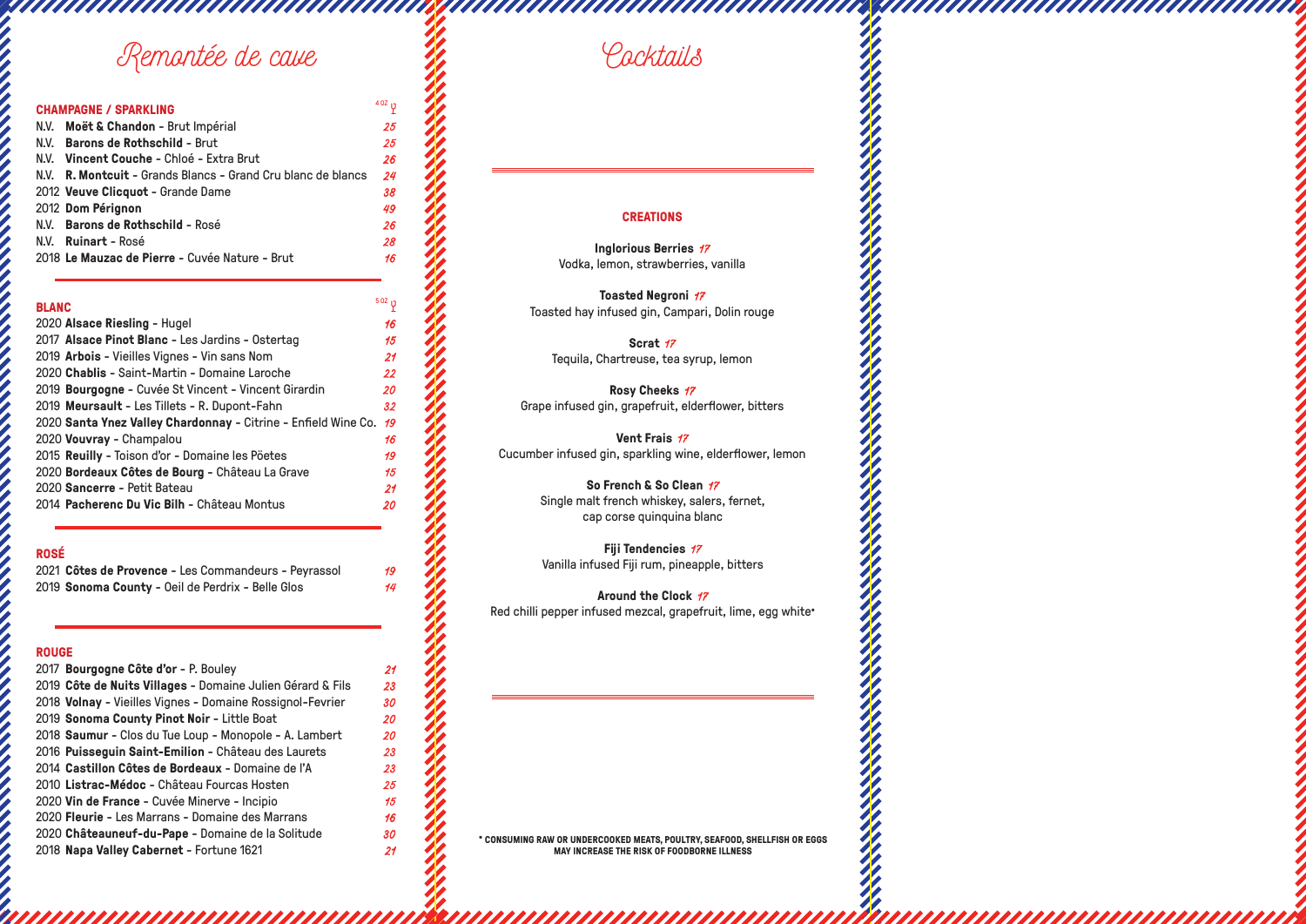# Remontée de cave

## CHAMPAGNE / SPARKLING

| | | 4 OZ |
|---|---|---|
| N.V. | **Moët & Chandon** - Brut Impérial | 25 |
| N.V. | **Barons de Rothschild** - Brut | 25 |
| N.V. | **Vincent Couche** - Chloé - Extra Brut | 26 |
| N.V. | **R. Montcuit** - Grands Blancs - Grand Cru blanc de blancs | 24 |
| 2012 | **Veuve Clicquot** - Grande Dame | 38 |
| 2012 | **Dom Pérignon** | 49 |
| N.V. | **Barons de Rothschild** - Rosé | 26 |
| N.V. | **Ruinart** - Rosé | 28 |
| 2018 | **Le Mauzac de Pierre** - Cuvée Nature - Brut | 16 |

## BLANC

| | | 5 OZ |
|---|---|---|
| 2020 | **Alsace Riesling** - Hugel | 16 |
| 2017 | **Alsace Pinot Blanc** - Les Jardins - Ostertag | 15 |
| 2019 | **Arbois** - Vieilles Vignes - Vin sans Nom | 21 |
| 2020 | **Chablis** - Saint-Martin - Domaine Laroche | 22 |
| 2019 | **Bourgogne** - Cuvée St Vincent - Vincent Girardin | 20 |
| 2019 | **Meursault** - Les Tillets - R. Dupont-Fahn | 32 |
| 2020 | **Santa Ynez Valley Chardonnay** - Citrine - Enfield Wine Co. | 19 |
| 2020 | **Vouvray** - Champalou | 16 |
| 2015 | **Reuilly** - Toison d'or - Domaine les Pöetes | 19 |
| 2020 | **Bordeaux Côtes de Bourg** - Château La Grave | 15 |
| 2020 | **Sancerre** - Petit Bateau | 21 |
| 2014 | **Pacherenc Du Vic Bilh** - Château Montus | 20 |

## ROSÉ

| | | |
|---|---|---|
| 2021 | **Côtes de Provence** - Les Commandeurs - Peyrassol | 19 |
| 2019 | **Sonoma County** - Oeil de Perdrix - Belle Glos | 14 |

## ROUGE

| | | |
|---|---|---|
| 2017 | **Bourgogne Côte d'or** - P. Bouley | 21 |
| 2019 | **Côte de Nuits Villages** - Domaine Julien Gérard & Fils | 23 |
| 2018 | **Volnay** - Vieilles Vignes - Domaine Rossignol-Fevrier | 30 |
| 2019 | **Sonoma County Pinot Noir** - Little Boat | 20 |
| 2018 | **Saumur** - Clos du Tue Loup - Monopole - A. Lambert | 20 |
| 2016 | **Puisseguin Saint-Emilion** - Château des Laurets | 23 |
| 2014 | **Castillon Côtes de Bordeaux** - Domaine de l'A | 23 |
| 2010 | **Listrac-Médoc** - Château Fourcas Hosten | 25 |
| 2020 | **Vin de France** - Cuvée Minerve - Incipio | 15 |
| 2020 | **Fleurie** - Les Marrans - Domaine des Marrans | 16 |
| 2020 | **Châteauneuf-du-Pape** - Domaine de la Solitude | 30 |
| 2018 | **Napa Valley Cabernet** - Fortune 1621 | 21 |

# Cocktails

## CREATIONS

**Inglorious Berries** *17*
Vodka, lemon, strawberries, vanilla

**Toasted Negroni** *17*
Toasted hay infused gin, Campari, Dolin rouge

**Scrat** *17*
Tequila, Chartreuse, tea syrup, lemon

**Rosy Cheeks** *17*
Grape infused gin, grapefruit, elderflower, bitters

**Vent Frais** *17*
Cucumber infused gin, sparkling wine, elderflower, lemon

**So French & So Clean** *17*
Single malt french whiskey, salers, fernet, cap corse quinquina blanc

**Fiji Tendencies** *17*
Vanilla infused Fiji rum, pineapple, bitters

**Around the Clock** *17*
Red chilli pepper infused mezcal, grapefruit, lime, egg white*

\* CONSUMING RAW OR UNDERCOOKED MEATS, POULTRY, SEAFOOD, SHELLFISH OR EGGS MAY INCREASE THE RISK OF FOODBORNE ILLNESS